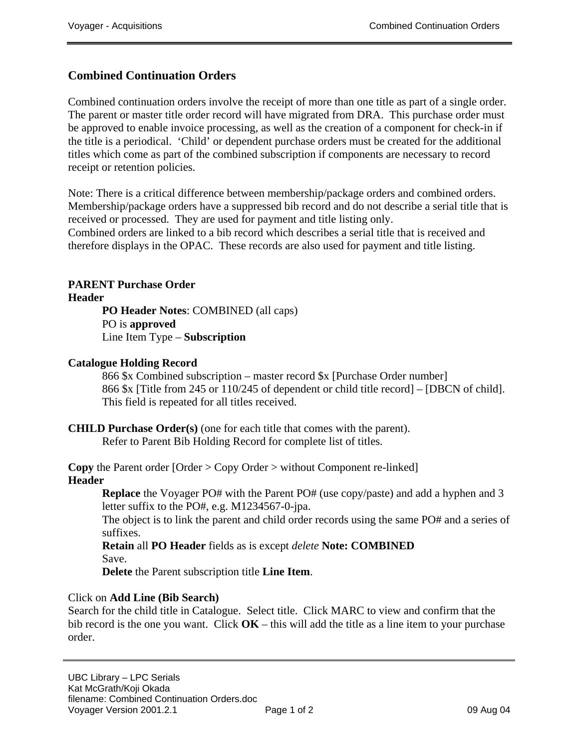# Combined Continuation Orders

Combined continuation orders involve the receipt of more than one title as part of a single order. The parent or master title order record will have migrated from DRA. This purchase order must be approved to enable invoice processing, as well as the creation of a component for check-in if the title is a periodical. 'Child' or dependent purchase orders must be created for the additional titles which come as part of the combined subscription if components are necessary to record receipt or retention policies.

Note: There is a critical difference between membership/package orders and combined orders. Membership/package orders have a suppressed bib record and do not describe a serial title that is received or processed. They are used for payment and title listing only.
Combined orders are linked to a bib record which describes a serial title that is received and therefore displays in the OPAC. These records are also used for payment and title listing.

**PARENT Purchase Order**
**Header**

> **PO Header Notes**: COMBINED (all caps)
> PO is **approved**
> Line Item Type – **Subscription**

**Catalogue Holding Record**

> 866 $x Combined subscription – master record $x [Purchase Order number]
> 866 $x [Title from 245 or 110/245 of dependent or child title record] – [DBCN of child]. This field is repeated for all titles received.

**CHILD Purchase Order(s)** (one for each title that comes with the parent).

> Refer to Parent Bib Holding Record for complete list of titles.

**Copy** the Parent order [Order > Copy Order > without Component re-linked]
**Header**

> **Replace** the Voyager PO# with the Parent PO# (use copy/paste) and add a hyphen and 3 letter suffix to the PO#, e.g. M1234567-0-jpa.
> The object is to link the parent and child order records using the same PO# and a series of suffixes.
> **Retain** all **PO Header** fields as is except *delete* **Note: COMBINED**
> Save.
> **Delete** the Parent subscription title **Line Item**.

Click on **Add Line (Bib Search)**
Search for the child title in Catalogue. Select title. Click MARC to view and confirm that the bib record is the one you want. Click **OK** – this will add the title as a line item to your purchase order.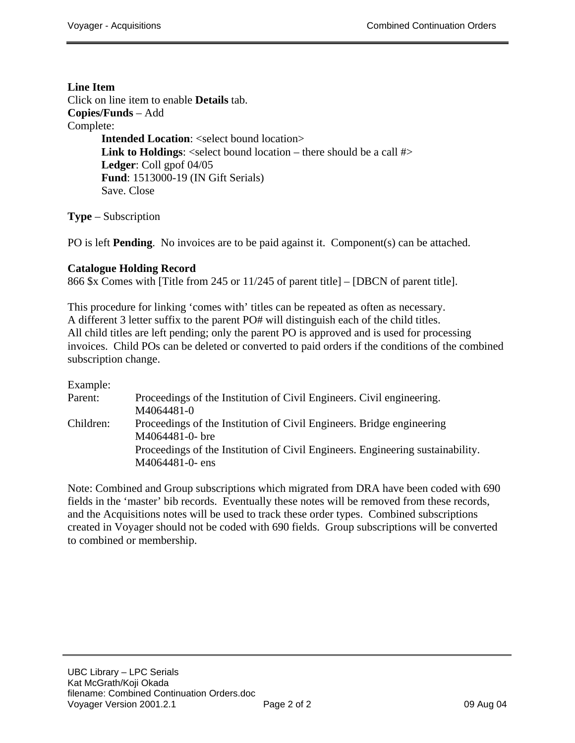**Line Item**
Click on line item to enable **Details** tab.
**Copies/Funds** – Add
Complete:

> **Intended Location**: <select bound location>
> **Link to Holdings**: <select bound location – there should be a call #>
> **Ledger**: Coll gpof 04/05
> **Fund**: 1513000-19 (IN Gift Serials)
> Save. Close

**Type** – Subscription

PO is left **Pending**. No invoices are to be paid against it. Component(s) can be attached.

**Catalogue Holding Record**
866 $x Comes with [Title from 245 or 11/245 of parent title] – [DBCN of parent title].

This procedure for linking 'comes with' titles can be repeated as often as necessary.
A different 3 letter suffix to the parent PO# will distinguish each of the child titles.
All child titles are left pending; only the parent PO is approved and is used for processing invoices. Child POs can be deleted or converted to paid orders if the conditions of the combined subscription change.

Example:

| | |
|---|---|
| Parent: | Proceedings of the Institution of Civil Engineers. Civil engineering. M4064481-0 |
| Children: | Proceedings of the Institution of Civil Engineers. Bridge engineering M4064481-0- bre |
| | Proceedings of the Institution of Civil Engineers. Engineering sustainability. M4064481-0- ens |

Note: Combined and Group subscriptions which migrated from DRA have been coded with 690 fields in the 'master' bib records. Eventually these notes will be removed from these records, and the Acquisitions notes will be used to track these order types. Combined subscriptions created in Voyager should not be coded with 690 fields. Group subscriptions will be converted to combined or membership.